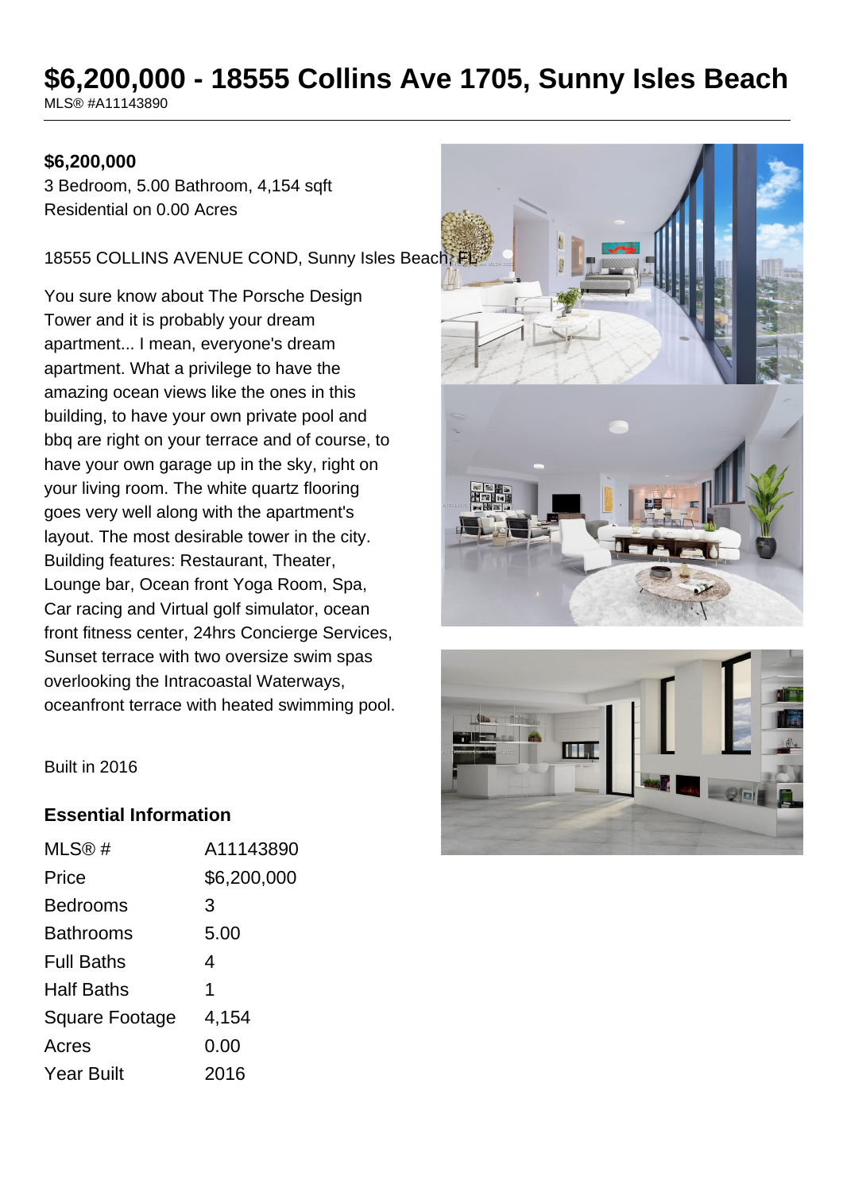# $6,200,000 - 18555 Collins Ave 1705, Sunny Isles Beach

MLS® #A11143890

**$6,200,000**

3 Bedroom, 5.00 Bathroom, 4,154 sqft
Residential on 0.00 Acres

18555 COLLINS AVENUE COND, Sunny Isles Beach, FL

You sure know about The Porsche Design Tower and it is probably your dream apartment... I mean, everyone's dream apartment. What a privilege to have the amazing ocean views like the ones in this building, to have your own private pool and bbq are right on your terrace and of course, to have your own garage up in the sky, right on your living room. The white quartz flooring goes very well along with the apartment's layout. The most desirable tower in the city. Building features: Restaurant, Theater, Lounge bar, Ocean front Yoga Room, Spa, Car racing and Virtual golf simulator, ocean front fitness center, 24hrs Concierge Services, Sunset terrace with two oversize swim spas overlooking the Intracoastal Waterways, oceanfront terrace with heated swimming pool.

Built in 2016

## Essential Information

| | |
|---|---|
| MLS® # | A11143890 |
| Price | $6,200,000 |
| Bedrooms | 3 |
| Bathrooms | 5.00 |
| Full Baths | 4 |
| Half Baths | 1 |
| Square Footage | 4,154 |
| Acres | 0.00 |
| Year Built | 2016 |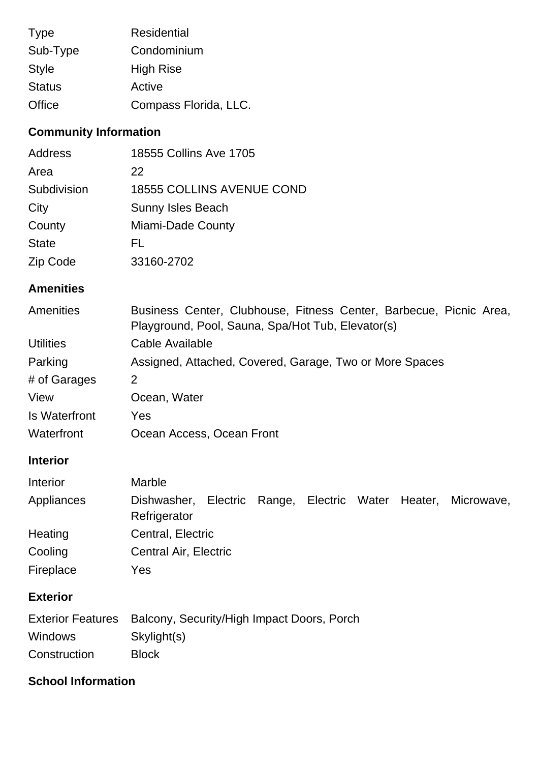| | |
|---|---|
| Type | Residential |
| Sub-Type | Condominium |
| Style | High Rise |
| Status | Active |
| Office | Compass Florida, LLC. |

## Community Information

| | |
|---|---|
| Address | 18555 Collins Ave 1705 |
| Area | 22 |
| Subdivision | 18555 COLLINS AVENUE COND |
| City | Sunny Isles Beach |
| County | Miami-Dade County |
| State | FL |
| Zip Code | 33160-2702 |

## Amenities

| | |
|---|---|
| Amenities | Business Center, Clubhouse, Fitness Center, Barbecue, Picnic Area, Playground, Pool, Sauna, Spa/Hot Tub, Elevator(s) |
| Utilities | Cable Available |
| Parking | Assigned, Attached, Covered, Garage, Two or More Spaces |
| # of Garages | 2 |
| View | Ocean, Water |
| Is Waterfront | Yes |
| Waterfront | Ocean Access, Ocean Front |

## Interior

| | |
|---|---|
| Interior | Marble |
| Appliances | Dishwasher, Electric Range, Electric Water Heater, Microwave, Refrigerator |
| Heating | Central, Electric |
| Cooling | Central Air, Electric |
| Fireplace | Yes |

## Exterior

| | |
|---|---|
| Exterior Features | Balcony, Security/High Impact Doors, Porch |
| Windows | Skylight(s) |
| Construction | Block |

## School Information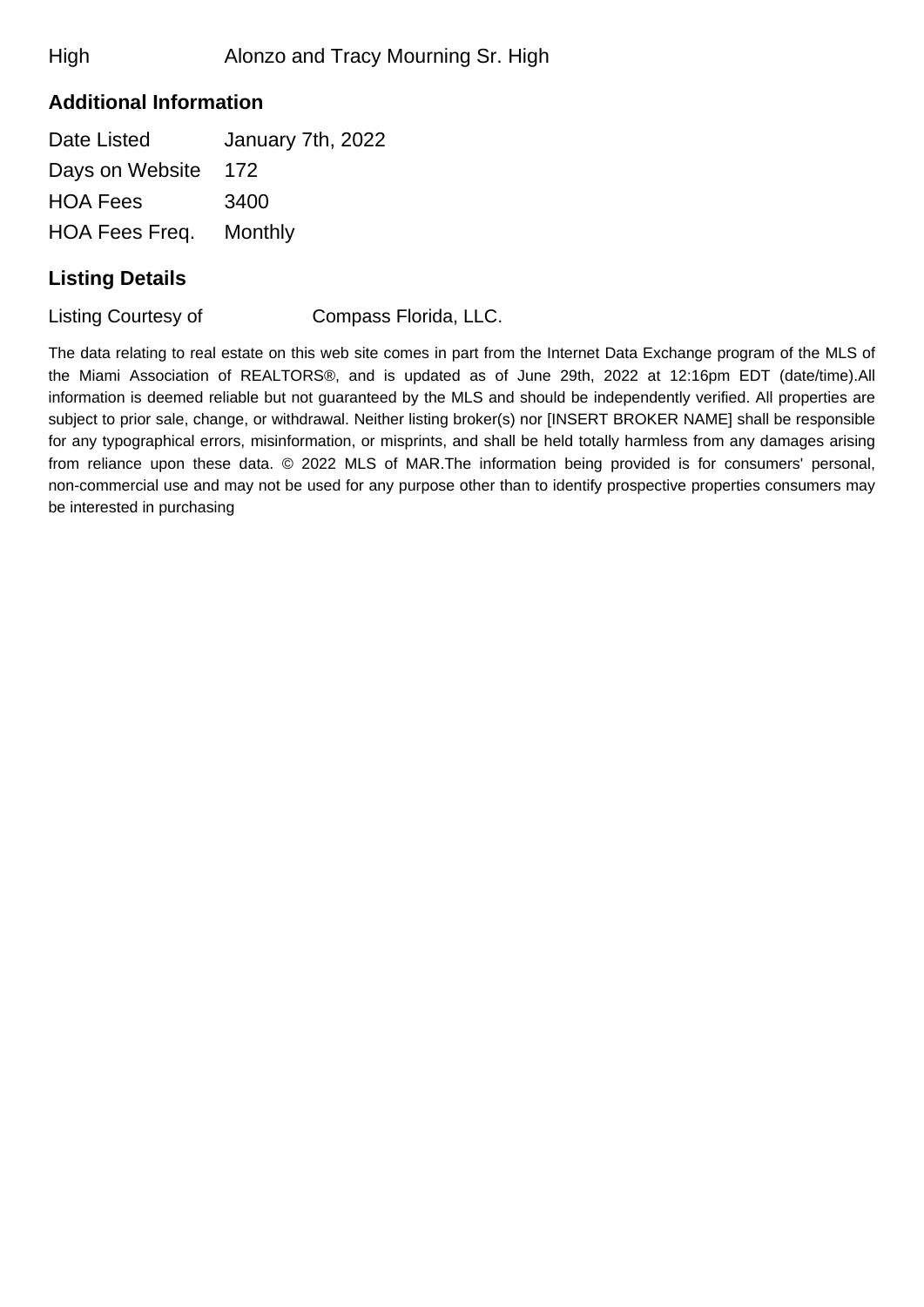| | |
|---|---|
| High | Alonzo and Tracy Mourning Sr. High |

## Additional Information

| | |
|---|---|
| Date Listed | January 7th, 2022 |
| Days on Website | 172 |
| HOA Fees | 3400 |
| HOA Fees Freq. | Monthly |

## Listing Details

| | |
|---|---|
| Listing Courtesy of | Compass Florida, LLC. |

The data relating to real estate on this web site comes in part from the Internet Data Exchange program of the MLS of the Miami Association of REALTORS®, and is updated as of June 29th, 2022 at 12:16pm EDT (date/time).All information is deemed reliable but not guaranteed by the MLS and should be independently verified. All properties are subject to prior sale, change, or withdrawal. Neither listing broker(s) nor [INSERT BROKER NAME] shall be responsible for any typographical errors, misinformation, or misprints, and shall be held totally harmless from any damages arising from reliance upon these data. © 2022 MLS of MAR.The information being provided is for consumers' personal, non-commercial use and may not be used for any purpose other than to identify prospective properties consumers may be interested in purchasing